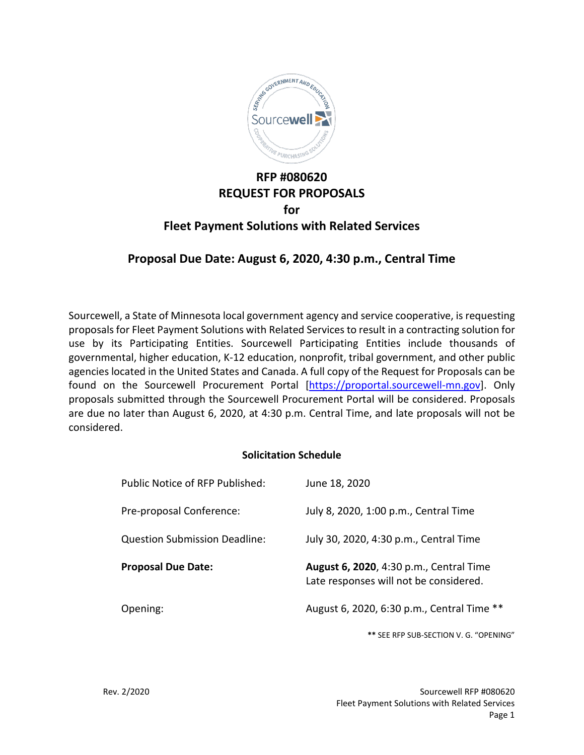# RFP #080620
# REQUEST FOR PROPOSALS
# for
# Fleet Payment Solutions with Related Services

## Proposal Due Date: August 6, 2020, 4:30 p.m., Central Time

Sourcewell, a State of Minnesota local government agency and service cooperative, is requesting proposals for Fleet Payment Solutions with Related Services to result in a contracting solution for use by its Participating Entities. Sourcewell Participating Entities include thousands of governmental, higher education, K-12 education, nonprofit, tribal government, and other public agencies located in the United States and Canada. A full copy of the Request for Proposals can be found on the Sourcewell Procurement Portal [https://proportal.sourcewell-mn.gov]. Only proposals submitted through the Sourcewell Procurement Portal will be considered. Proposals are due no later than August 6, 2020, at 4:30 p.m. Central Time, and late proposals will not be considered.

### Solicitation Schedule

| | |
|---|---|
| Public Notice of RFP Published: | June 18, 2020 |
| Pre-proposal Conference: | July 8, 2020, 1:00 p.m., Central Time |
| Question Submission Deadline: | July 30, 2020, 4:30 p.m., Central Time |
| **Proposal Due Date:** | **August 6, 2020**, 4:30 p.m., Central Time<br>Late responses will not be considered. |
| Opening: | August 6, 2020, 6:30 p.m., Central Time ** |

** SEE RFP SUB-SECTION V. G. "OPENING"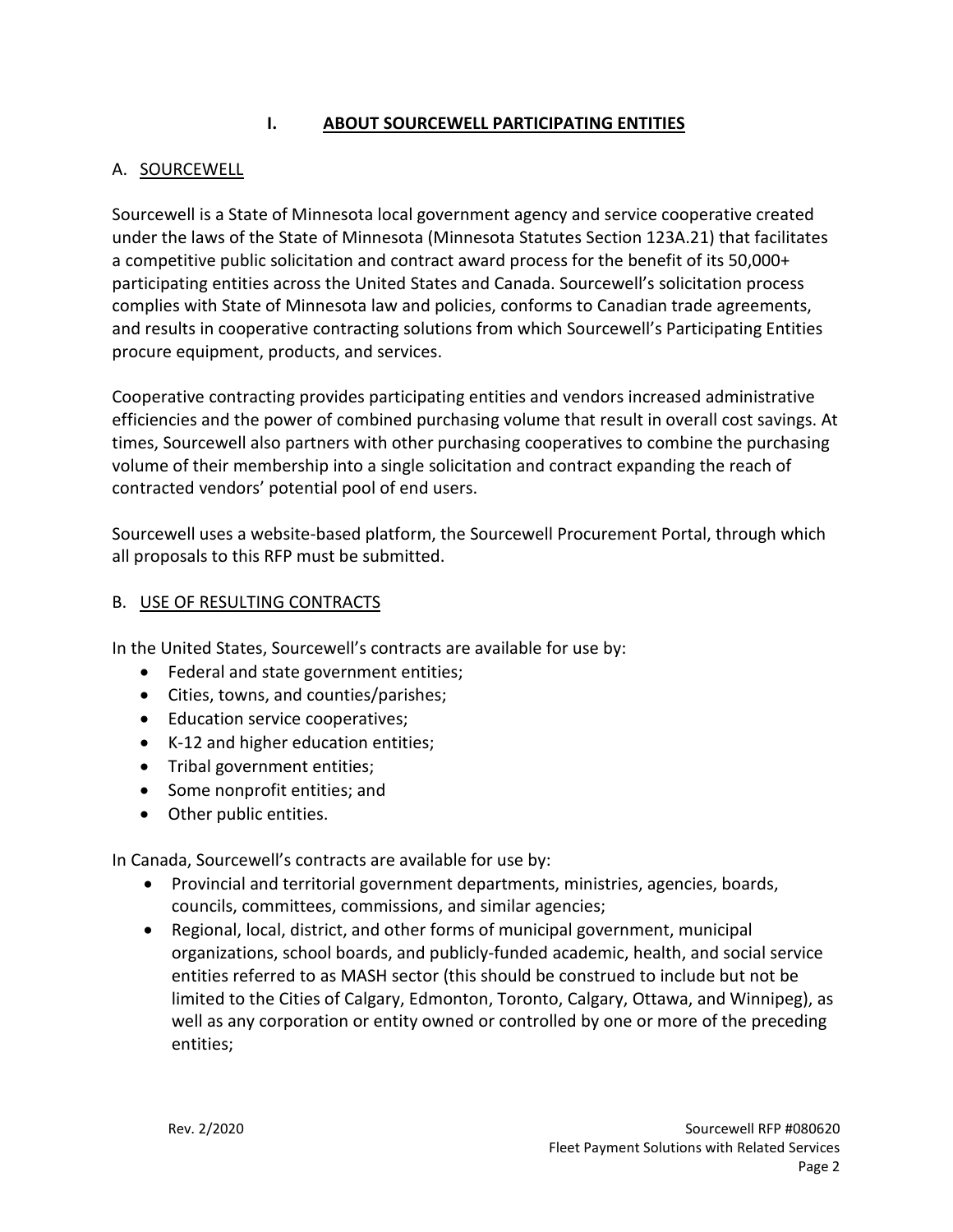# I. ABOUT SOURCEWELL PARTICIPATING ENTITIES

## A. SOURCEWELL

Sourcewell is a State of Minnesota local government agency and service cooperative created under the laws of the State of Minnesota (Minnesota Statutes Section 123A.21) that facilitates a competitive public solicitation and contract award process for the benefit of its 50,000+ participating entities across the United States and Canada. Sourcewell's solicitation process complies with State of Minnesota law and policies, conforms to Canadian trade agreements, and results in cooperative contracting solutions from which Sourcewell's Participating Entities procure equipment, products, and services.

Cooperative contracting provides participating entities and vendors increased administrative efficiencies and the power of combined purchasing volume that result in overall cost savings. At times, Sourcewell also partners with other purchasing cooperatives to combine the purchasing volume of their membership into a single solicitation and contract expanding the reach of contracted vendors' potential pool of end users.

Sourcewell uses a website-based platform, the Sourcewell Procurement Portal, through which all proposals to this RFP must be submitted.

## B. USE OF RESULTING CONTRACTS

In the United States, Sourcewell's contracts are available for use by:

- Federal and state government entities;
- Cities, towns, and counties/parishes;
- Education service cooperatives;
- K-12 and higher education entities;
- Tribal government entities;
- Some nonprofit entities; and
- Other public entities.

In Canada, Sourcewell's contracts are available for use by:

- Provincial and territorial government departments, ministries, agencies, boards, councils, committees, commissions, and similar agencies;
- Regional, local, district, and other forms of municipal government, municipal organizations, school boards, and publicly-funded academic, health, and social service entities referred to as MASH sector (this should be construed to include but not be limited to the Cities of Calgary, Edmonton, Toronto, Calgary, Ottawa, and Winnipeg), as well as any corporation or entity owned or controlled by one or more of the preceding entities;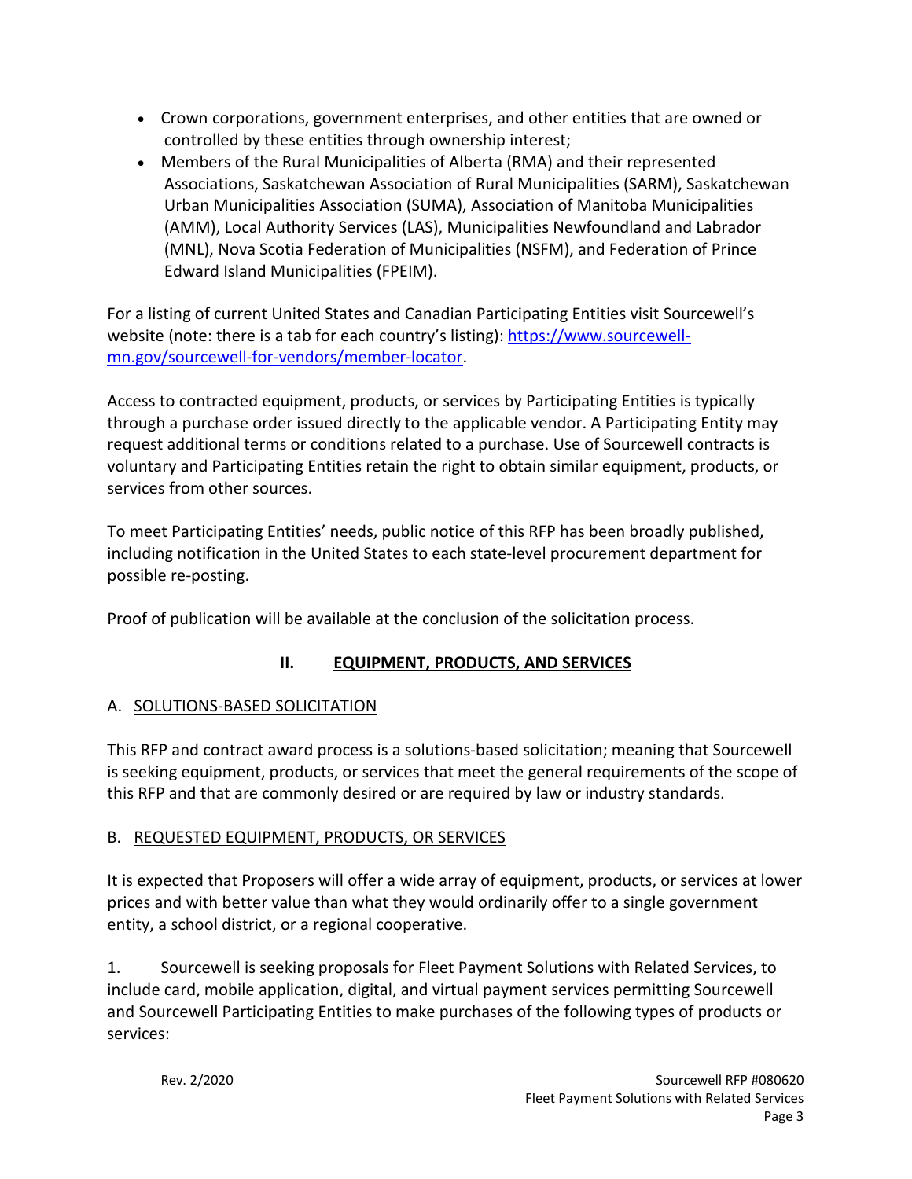- Crown corporations, government enterprises, and other entities that are owned or controlled by these entities through ownership interest;
- Members of the Rural Municipalities of Alberta (RMA) and their represented Associations, Saskatchewan Association of Rural Municipalities (SARM), Saskatchewan Urban Municipalities Association (SUMA), Association of Manitoba Municipalities (AMM), Local Authority Services (LAS), Municipalities Newfoundland and Labrador (MNL), Nova Scotia Federation of Municipalities (NSFM), and Federation of Prince Edward Island Municipalities (FPEIM).

For a listing of current United States and Canadian Participating Entities visit Sourcewell's website (note: there is a tab for each country's listing): [https://www.sourcewell-mn.gov/sourcewell-for-vendors/member-locator](https://www.sourcewell-mn.gov/sourcewell-for-vendors/member-locator).

Access to contracted equipment, products, or services by Participating Entities is typically through a purchase order issued directly to the applicable vendor. A Participating Entity may request additional terms or conditions related to a purchase. Use of Sourcewell contracts is voluntary and Participating Entities retain the right to obtain similar equipment, products, or services from other sources.

To meet Participating Entities' needs, public notice of this RFP has been broadly published, including notification in the United States to each state-level procurement department for possible re-posting.

Proof of publication will be available at the conclusion of the solicitation process.

## II. EQUIPMENT, PRODUCTS, AND SERVICES

### A. SOLUTIONS-BASED SOLICITATION

This RFP and contract award process is a solutions-based solicitation; meaning that Sourcewell is seeking equipment, products, or services that meet the general requirements of the scope of this RFP and that are commonly desired or are required by law or industry standards.

### B. REQUESTED EQUIPMENT, PRODUCTS, OR SERVICES

It is expected that Proposers will offer a wide array of equipment, products, or services at lower prices and with better value than what they would ordinarily offer to a single government entity, a school district, or a regional cooperative.

1. Sourcewell is seeking proposals for Fleet Payment Solutions with Related Services, to include card, mobile application, digital, and virtual payment services permitting Sourcewell and Sourcewell Participating Entities to make purchases of the following types of products or services: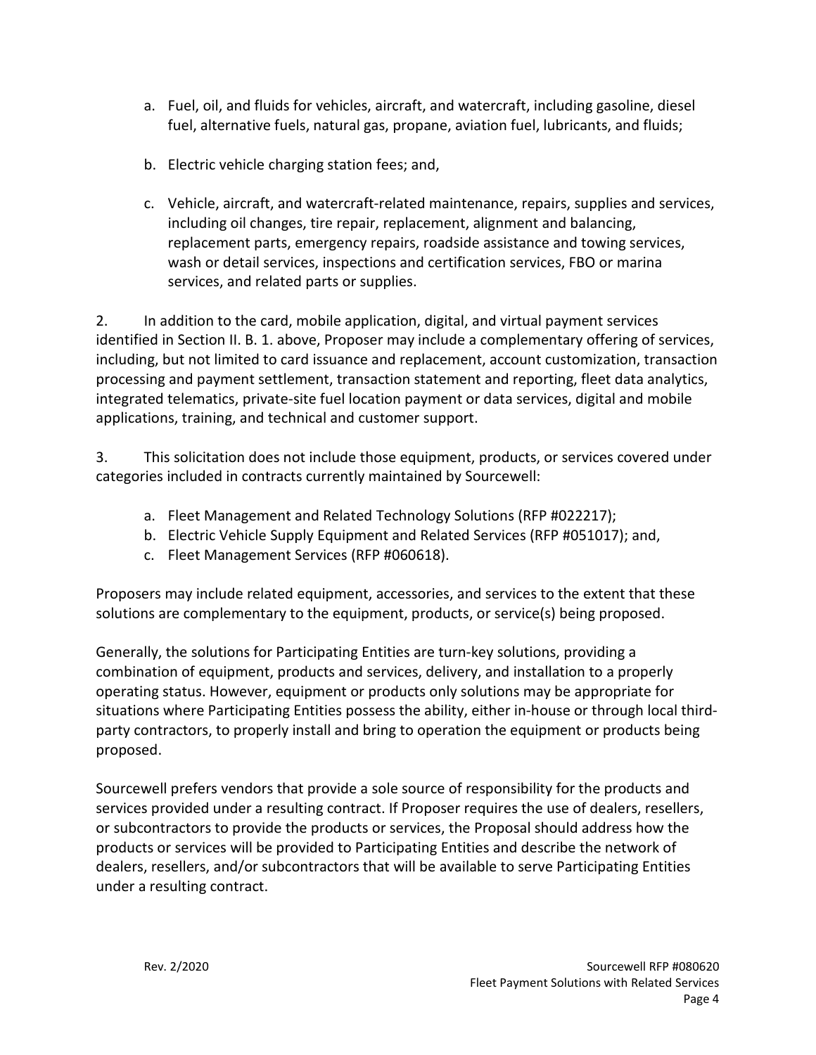a. Fuel, oil, and fluids for vehicles, aircraft, and watercraft, including gasoline, diesel fuel, alternative fuels, natural gas, propane, aviation fuel, lubricants, and fluids;

b. Electric vehicle charging station fees; and,

c. Vehicle, aircraft, and watercraft-related maintenance, repairs, supplies and services, including oil changes, tire repair, replacement, alignment and balancing, replacement parts, emergency repairs, roadside assistance and towing services, wash or detail services, inspections and certification services, FBO or marina services, and related parts or supplies.

2. In addition to the card, mobile application, digital, and virtual payment services identified in Section II. B. 1. above, Proposer may include a complementary offering of services, including, but not limited to card issuance and replacement, account customization, transaction processing and payment settlement, transaction statement and reporting, fleet data analytics, integrated telematics, private-site fuel location payment or data services, digital and mobile applications, training, and technical and customer support.

3. This solicitation does not include those equipment, products, or services covered under categories included in contracts currently maintained by Sourcewell:

a. Fleet Management and Related Technology Solutions (RFP #022217);
b. Electric Vehicle Supply Equipment and Related Services (RFP #051017); and,
c. Fleet Management Services (RFP #060618).

Proposers may include related equipment, accessories, and services to the extent that these solutions are complementary to the equipment, products, or service(s) being proposed.

Generally, the solutions for Participating Entities are turn-key solutions, providing a combination of equipment, products and services, delivery, and installation to a properly operating status. However, equipment or products only solutions may be appropriate for situations where Participating Entities possess the ability, either in-house or through local third-party contractors, to properly install and bring to operation the equipment or products being proposed.

Sourcewell prefers vendors that provide a sole source of responsibility for the products and services provided under a resulting contract. If Proposer requires the use of dealers, resellers, or subcontractors to provide the products or services, the Proposal should address how the products or services will be provided to Participating Entities and describe the network of dealers, resellers, and/or subcontractors that will be available to serve Participating Entities under a resulting contract.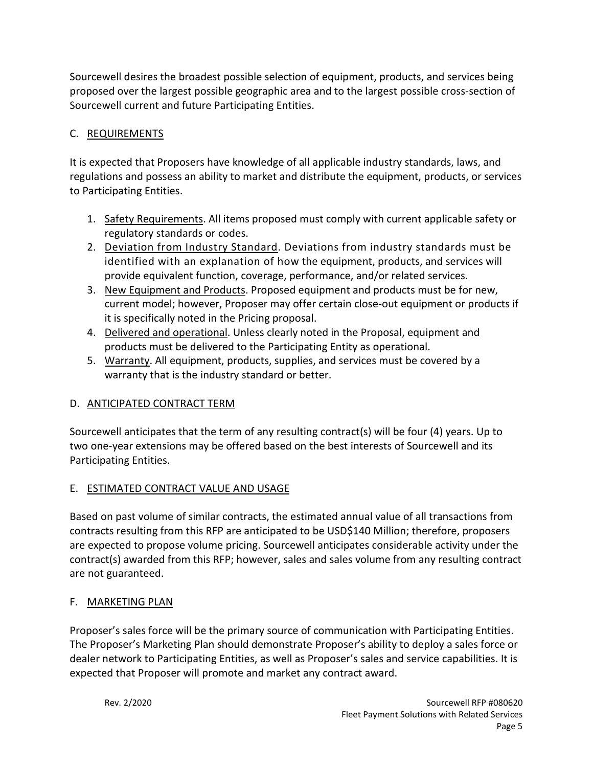Sourcewell desires the broadest possible selection of equipment, products, and services being proposed over the largest possible geographic area and to the largest possible cross-section of Sourcewell current and future Participating Entities.

## C. REQUIREMENTS

It is expected that Proposers have knowledge of all applicable industry standards, laws, and regulations and possess an ability to market and distribute the equipment, products, or services to Participating Entities.

1. Safety Requirements. All items proposed must comply with current applicable safety or regulatory standards or codes.
2. Deviation from Industry Standard. Deviations from industry standards must be identified with an explanation of how the equipment, products, and services will provide equivalent function, coverage, performance, and/or related services.
3. New Equipment and Products. Proposed equipment and products must be for new, current model; however, Proposer may offer certain close-out equipment or products if it is specifically noted in the Pricing proposal.
4. Delivered and operational. Unless clearly noted in the Proposal, equipment and products must be delivered to the Participating Entity as operational.
5. Warranty. All equipment, products, supplies, and services must be covered by a warranty that is the industry standard or better.

## D. ANTICIPATED CONTRACT TERM

Sourcewell anticipates that the term of any resulting contract(s) will be four (4) years. Up to two one-year extensions may be offered based on the best interests of Sourcewell and its Participating Entities.

## E. ESTIMATED CONTRACT VALUE AND USAGE

Based on past volume of similar contracts, the estimated annual value of all transactions from contracts resulting from this RFP are anticipated to be USD$140 Million; therefore, proposers are expected to propose volume pricing. Sourcewell anticipates considerable activity under the contract(s) awarded from this RFP; however, sales and sales volume from any resulting contract are not guaranteed.

## F. MARKETING PLAN

Proposer's sales force will be the primary source of communication with Participating Entities. The Proposer's Marketing Plan should demonstrate Proposer's ability to deploy a sales force or dealer network to Participating Entities, as well as Proposer's sales and service capabilities. It is expected that Proposer will promote and market any contract award.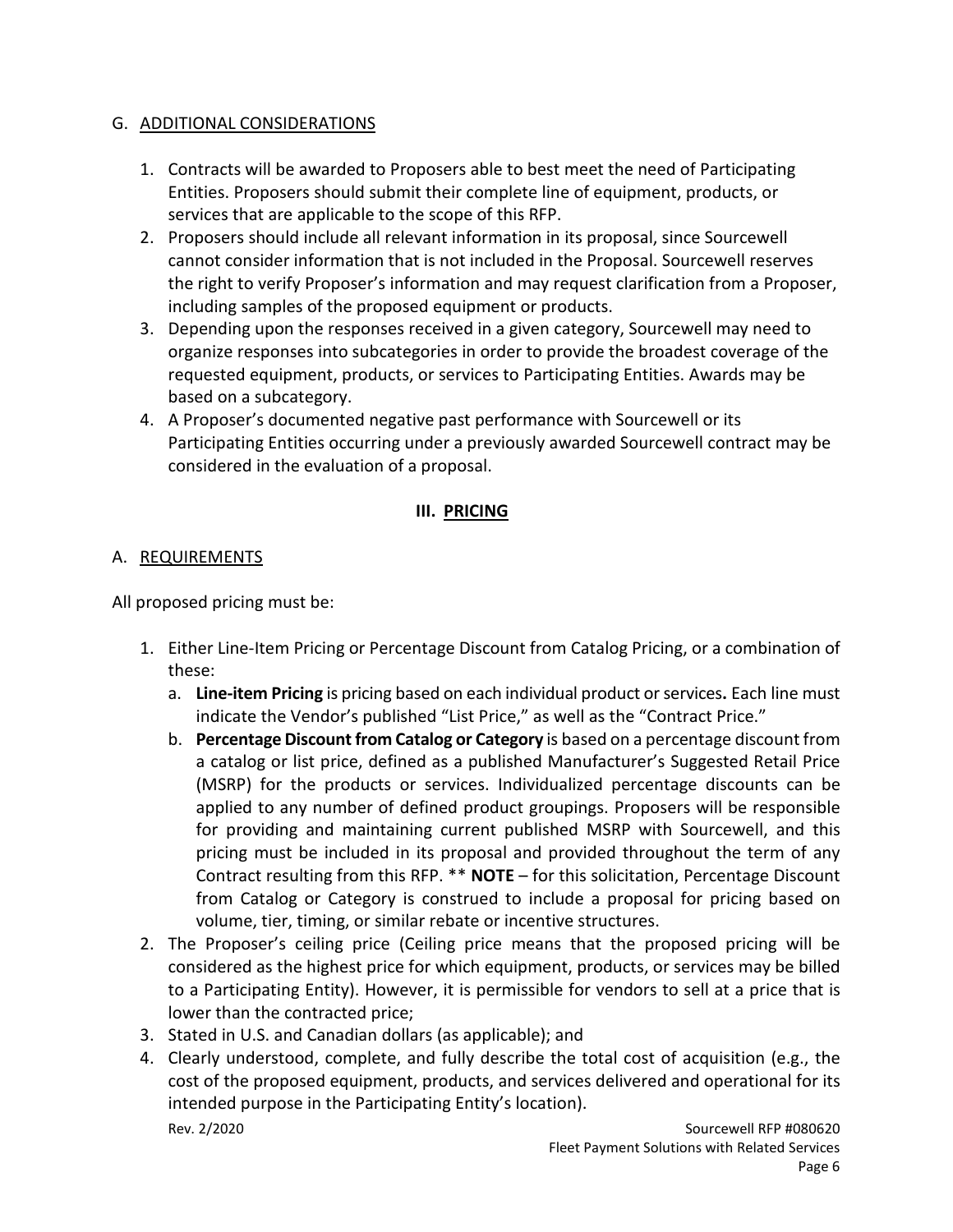### G. ADDITIONAL CONSIDERATIONS

1. Contracts will be awarded to Proposers able to best meet the need of Participating Entities. Proposers should submit their complete line of equipment, products, or services that are applicable to the scope of this RFP.
2. Proposers should include all relevant information in its proposal, since Sourcewell cannot consider information that is not included in the Proposal. Sourcewell reserves the right to verify Proposer's information and may request clarification from a Proposer, including samples of the proposed equipment or products.
3. Depending upon the responses received in a given category, Sourcewell may need to organize responses into subcategories in order to provide the broadest coverage of the requested equipment, products, or services to Participating Entities. Awards may be based on a subcategory.
4. A Proposer's documented negative past performance with Sourcewell or its Participating Entities occurring under a previously awarded Sourcewell contract may be considered in the evaluation of a proposal.

## III. PRICING

### A. REQUIREMENTS

All proposed pricing must be:

1. Either Line-Item Pricing or Percentage Discount from Catalog Pricing, or a combination of these:
   a. **Line-item Pricing** is pricing based on each individual product or services**.** Each line must indicate the Vendor's published "List Price," as well as the "Contract Price."
   b. **Percentage Discount from Catalog or Category** is based on a percentage discount from a catalog or list price, defined as a published Manufacturer's Suggested Retail Price (MSRP) for the products or services. Individualized percentage discounts can be applied to any number of defined product groupings. Proposers will be responsible for providing and maintaining current published MSRP with Sourcewell, and this pricing must be included in its proposal and provided throughout the term of any Contract resulting from this RFP. ** **NOTE** – for this solicitation, Percentage Discount from Catalog or Category is construed to include a proposal for pricing based on volume, tier, timing, or similar rebate or incentive structures.
2. The Proposer's ceiling price (Ceiling price means that the proposed pricing will be considered as the highest price for which equipment, products, or services may be billed to a Participating Entity). However, it is permissible for vendors to sell at a price that is lower than the contracted price;
3. Stated in U.S. and Canadian dollars (as applicable); and
4. Clearly understood, complete, and fully describe the total cost of acquisition (e.g., the cost of the proposed equipment, products, and services delivered and operational for its intended purpose in the Participating Entity's location).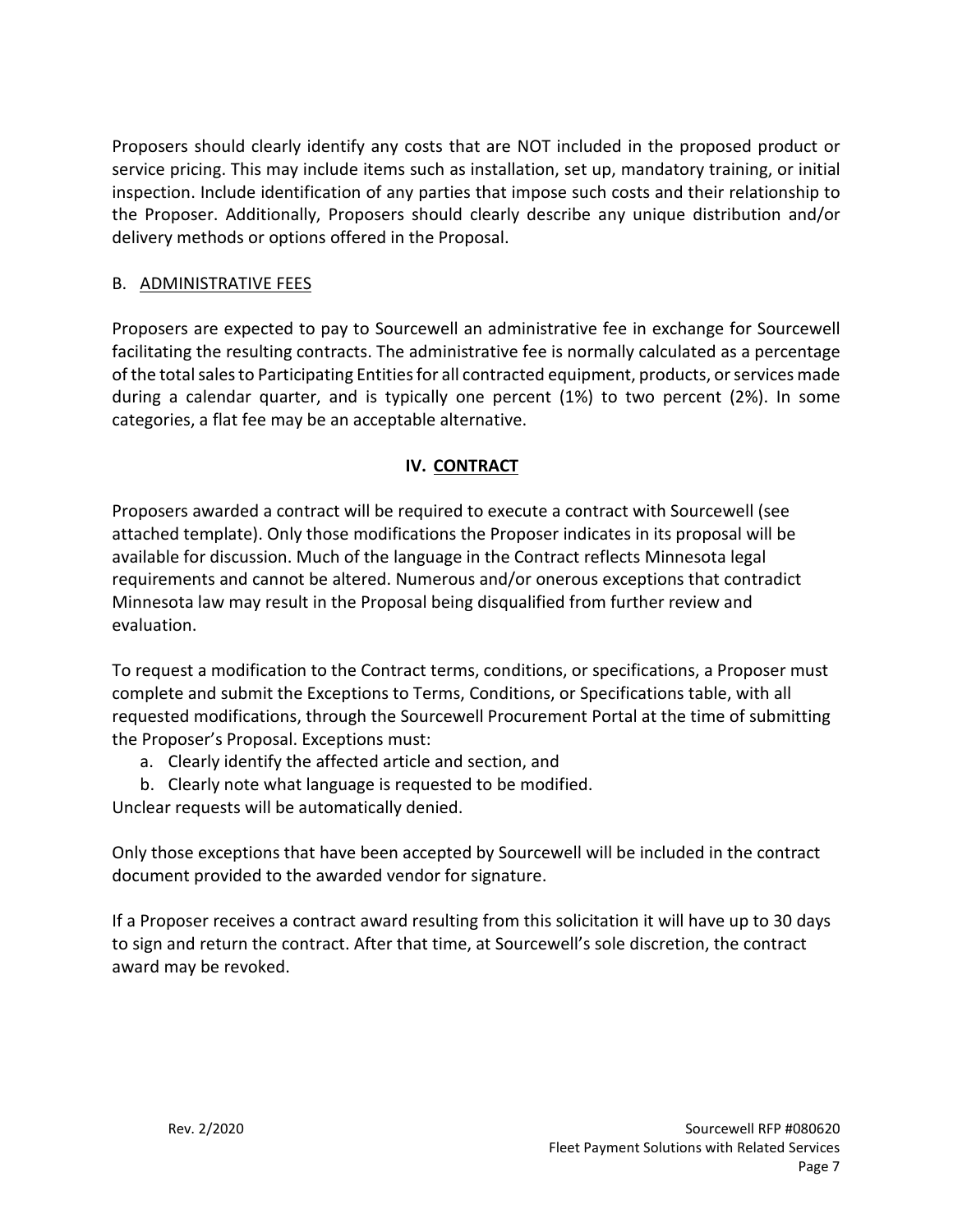Proposers should clearly identify any costs that are NOT included in the proposed product or service pricing. This may include items such as installation, set up, mandatory training, or initial inspection. Include identification of any parties that impose such costs and their relationship to the Proposer. Additionally, Proposers should clearly describe any unique distribution and/or delivery methods or options offered in the Proposal.

### B. ADMINISTRATIVE FEES

Proposers are expected to pay to Sourcewell an administrative fee in exchange for Sourcewell facilitating the resulting contracts. The administrative fee is normally calculated as a percentage of the total sales to Participating Entities for all contracted equipment, products, or services made during a calendar quarter, and is typically one percent (1%) to two percent (2%). In some categories, a flat fee may be an acceptable alternative.

## IV. CONTRACT

Proposers awarded a contract will be required to execute a contract with Sourcewell (see attached template). Only those modifications the Proposer indicates in its proposal will be available for discussion. Much of the language in the Contract reflects Minnesota legal requirements and cannot be altered. Numerous and/or onerous exceptions that contradict Minnesota law may result in the Proposal being disqualified from further review and evaluation.

To request a modification to the Contract terms, conditions, or specifications, a Proposer must complete and submit the Exceptions to Terms, Conditions, or Specifications table, with all requested modifications, through the Sourcewell Procurement Portal at the time of submitting the Proposer's Proposal. Exceptions must:

a. Clearly identify the affected article and section, and
b. Clearly note what language is requested to be modified.

Unclear requests will be automatically denied.

Only those exceptions that have been accepted by Sourcewell will be included in the contract document provided to the awarded vendor for signature.

If a Proposer receives a contract award resulting from this solicitation it will have up to 30 days to sign and return the contract. After that time, at Sourcewell's sole discretion, the contract award may be revoked.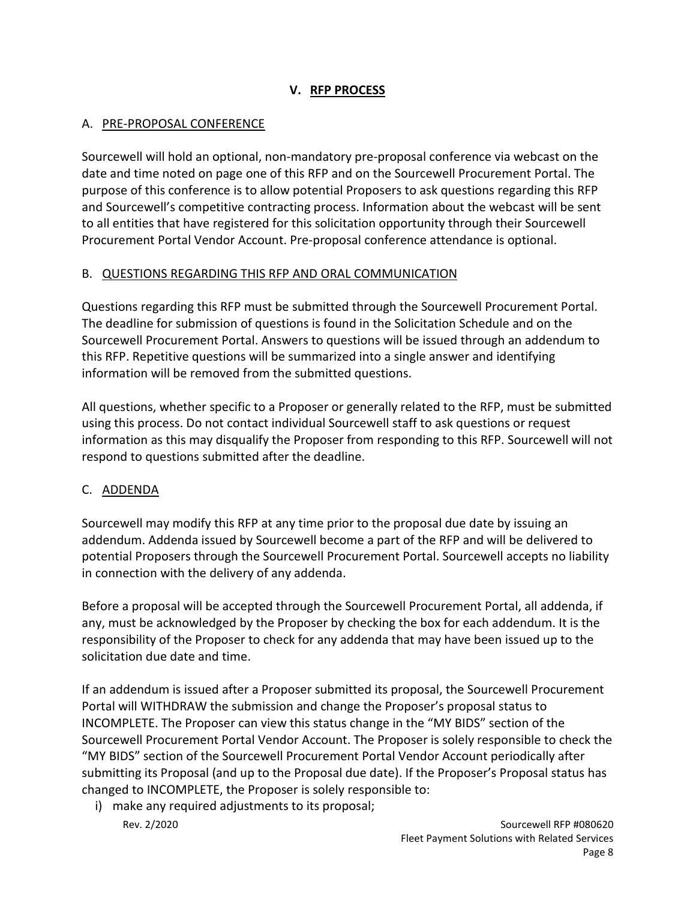## V. RFP PROCESS

### A. PRE-PROPOSAL CONFERENCE

Sourcewell will hold an optional, non-mandatory pre-proposal conference via webcast on the date and time noted on page one of this RFP and on the Sourcewell Procurement Portal. The purpose of this conference is to allow potential Proposers to ask questions regarding this RFP and Sourcewell's competitive contracting process. Information about the webcast will be sent to all entities that have registered for this solicitation opportunity through their Sourcewell Procurement Portal Vendor Account. Pre-proposal conference attendance is optional.

### B. QUESTIONS REGARDING THIS RFP AND ORAL COMMUNICATION

Questions regarding this RFP must be submitted through the Sourcewell Procurement Portal. The deadline for submission of questions is found in the Solicitation Schedule and on the Sourcewell Procurement Portal. Answers to questions will be issued through an addendum to this RFP. Repetitive questions will be summarized into a single answer and identifying information will be removed from the submitted questions.

All questions, whether specific to a Proposer or generally related to the RFP, must be submitted using this process. Do not contact individual Sourcewell staff to ask questions or request information as this may disqualify the Proposer from responding to this RFP. Sourcewell will not respond to questions submitted after the deadline.

### C. ADDENDA

Sourcewell may modify this RFP at any time prior to the proposal due date by issuing an addendum. Addenda issued by Sourcewell become a part of the RFP and will be delivered to potential Proposers through the Sourcewell Procurement Portal. Sourcewell accepts no liability in connection with the delivery of any addenda.

Before a proposal will be accepted through the Sourcewell Procurement Portal, all addenda, if any, must be acknowledged by the Proposer by checking the box for each addendum. It is the responsibility of the Proposer to check for any addenda that may have been issued up to the solicitation due date and time.

If an addendum is issued after a Proposer submitted its proposal, the Sourcewell Procurement Portal will WITHDRAW the submission and change the Proposer's proposal status to INCOMPLETE. The Proposer can view this status change in the "MY BIDS" section of the Sourcewell Procurement Portal Vendor Account. The Proposer is solely responsible to check the "MY BIDS" section of the Sourcewell Procurement Portal Vendor Account periodically after submitting its Proposal (and up to the Proposal due date). If the Proposer's Proposal status has changed to INCOMPLETE, the Proposer is solely responsible to:

i) make any required adjustments to its proposal;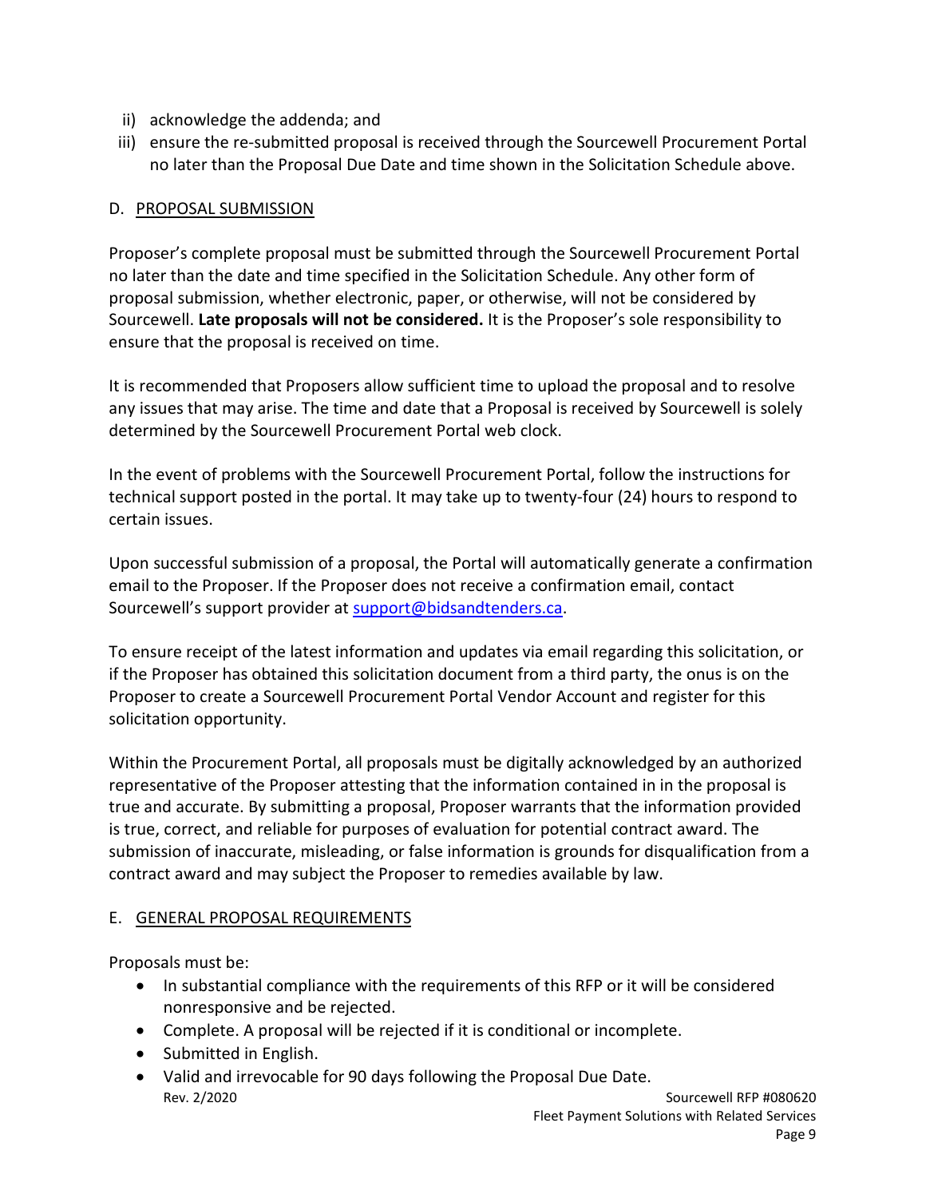ii) acknowledge the addenda; and
iii) ensure the re-submitted proposal is received through the Sourcewell Procurement Portal no later than the Proposal Due Date and time shown in the Solicitation Schedule above.

## D. PROPOSAL SUBMISSION

Proposer's complete proposal must be submitted through the Sourcewell Procurement Portal no later than the date and time specified in the Solicitation Schedule. Any other form of proposal submission, whether electronic, paper, or otherwise, will not be considered by Sourcewell. **Late proposals will not be considered.** It is the Proposer's sole responsibility to ensure that the proposal is received on time.

It is recommended that Proposers allow sufficient time to upload the proposal and to resolve any issues that may arise. The time and date that a Proposal is received by Sourcewell is solely determined by the Sourcewell Procurement Portal web clock.

In the event of problems with the Sourcewell Procurement Portal, follow the instructions for technical support posted in the portal. It may take up to twenty-four (24) hours to respond to certain issues.

Upon successful submission of a proposal, the Portal will automatically generate a confirmation email to the Proposer. If the Proposer does not receive a confirmation email, contact Sourcewell's support provider at support@bidsandtenders.ca.

To ensure receipt of the latest information and updates via email regarding this solicitation, or if the Proposer has obtained this solicitation document from a third party, the onus is on the Proposer to create a Sourcewell Procurement Portal Vendor Account and register for this solicitation opportunity.

Within the Procurement Portal, all proposals must be digitally acknowledged by an authorized representative of the Proposer attesting that the information contained in in the proposal is true and accurate. By submitting a proposal, Proposer warrants that the information provided is true, correct, and reliable for purposes of evaluation for potential contract award. The submission of inaccurate, misleading, or false information is grounds for disqualification from a contract award and may subject the Proposer to remedies available by law.

## E. GENERAL PROPOSAL REQUIREMENTS

Proposals must be:

- In substantial compliance with the requirements of this RFP or it will be considered nonresponsive and be rejected.
- Complete. A proposal will be rejected if it is conditional or incomplete.
- Submitted in English.
- Valid and irrevocable for 90 days following the Proposal Due Date.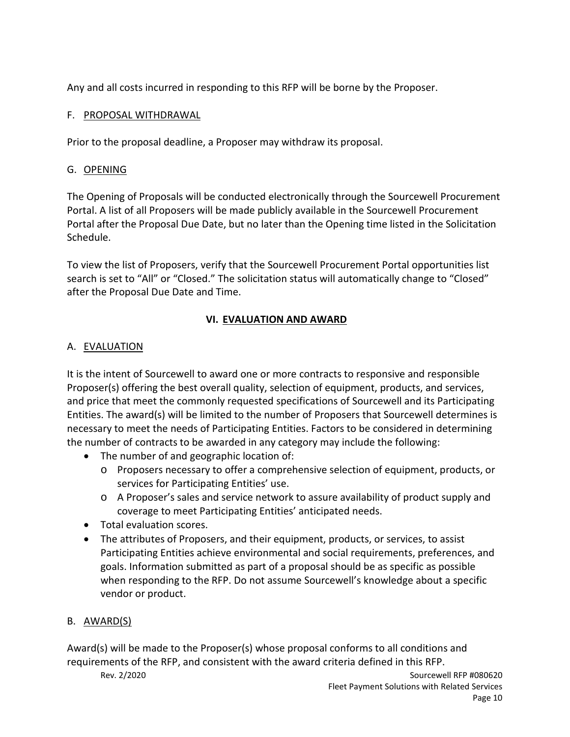Any and all costs incurred in responding to this RFP will be borne by the Proposer.

### F. PROPOSAL WITHDRAWAL

Prior to the proposal deadline, a Proposer may withdraw its proposal.

### G. OPENING

The Opening of Proposals will be conducted electronically through the Sourcewell Procurement Portal. A list of all Proposers will be made publicly available in the Sourcewell Procurement Portal after the Proposal Due Date, but no later than the Opening time listed in the Solicitation Schedule.

To view the list of Proposers, verify that the Sourcewell Procurement Portal opportunities list search is set to "All" or "Closed." The solicitation status will automatically change to "Closed" after the Proposal Due Date and Time.

## VI. EVALUATION AND AWARD

### A. EVALUATION

It is the intent of Sourcewell to award one or more contracts to responsive and responsible Proposer(s) offering the best overall quality, selection of equipment, products, and services, and price that meet the commonly requested specifications of Sourcewell and its Participating Entities. The award(s) will be limited to the number of Proposers that Sourcewell determines is necessary to meet the needs of Participating Entities. Factors to be considered in determining the number of contracts to be awarded in any category may include the following:

- The number of and geographic location of:
  - Proposers necessary to offer a comprehensive selection of equipment, products, or services for Participating Entities' use.
  - A Proposer's sales and service network to assure availability of product supply and coverage to meet Participating Entities' anticipated needs.
- Total evaluation scores.
- The attributes of Proposers, and their equipment, products, or services, to assist Participating Entities achieve environmental and social requirements, preferences, and goals. Information submitted as part of a proposal should be as specific as possible when responding to the RFP. Do not assume Sourcewell's knowledge about a specific vendor or product.

### B. AWARD(S)

Award(s) will be made to the Proposer(s) whose proposal conforms to all conditions and requirements of the RFP, and consistent with the award criteria defined in this RFP.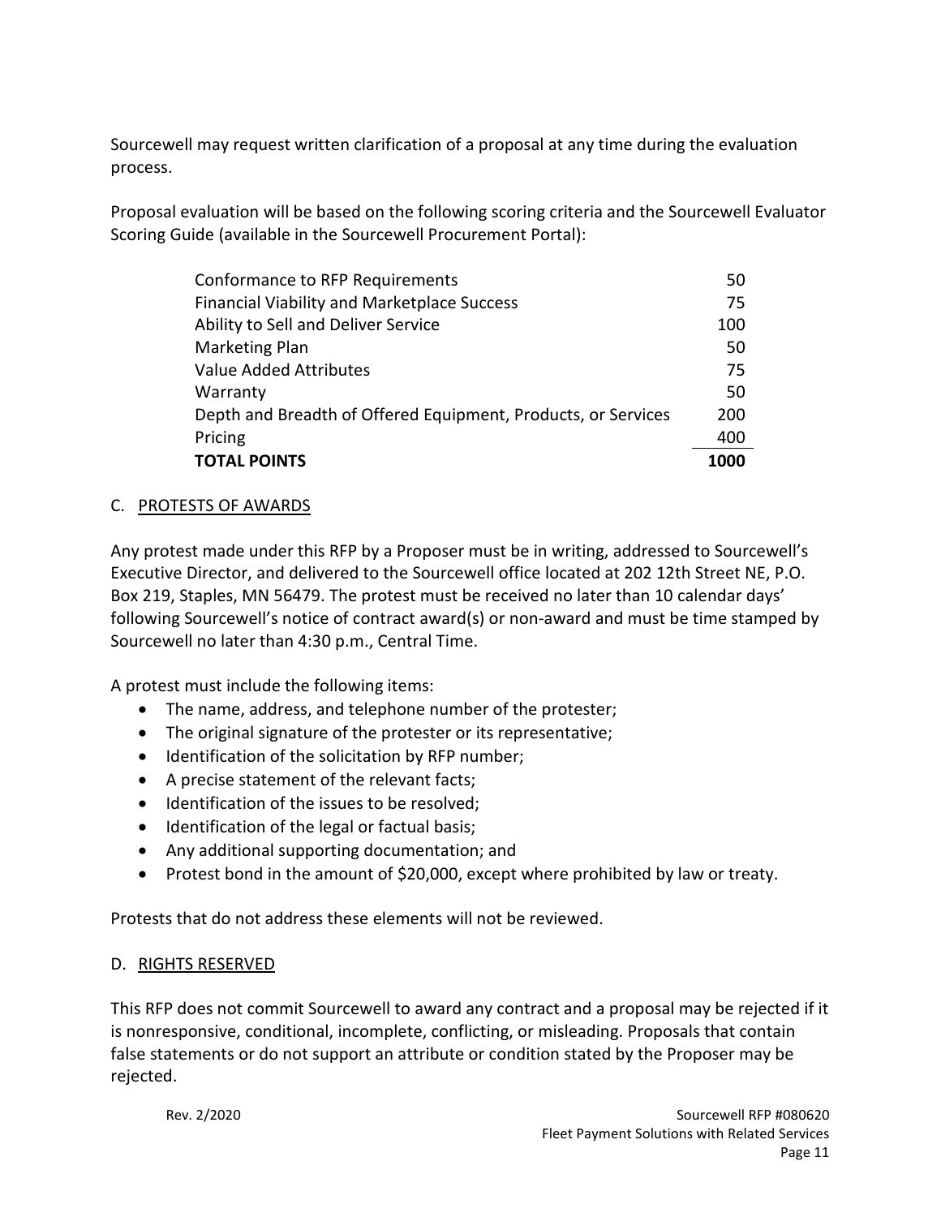Sourcewell may request written clarification of a proposal at any time during the evaluation process.

Proposal evaluation will be based on the following scoring criteria and the Sourcewell Evaluator Scoring Guide (available in the Sourcewell Procurement Portal):

| Criteria | Points |
| --- | --- |
| Conformance to RFP Requirements | 50 |
| Financial Viability and Marketplace Success | 75 |
| Ability to Sell and Deliver Service | 100 |
| Marketing Plan | 50 |
| Value Added Attributes | 75 |
| Warranty | 50 |
| Depth and Breadth of Offered Equipment, Products, or Services | 200 |
| Pricing | 400 |
| **TOTAL POINTS** | **1000** |

## C. PROTESTS OF AWARDS

Any protest made under this RFP by a Proposer must be in writing, addressed to Sourcewell's Executive Director, and delivered to the Sourcewell office located at 202 12th Street NE, P.O. Box 219, Staples, MN 56479. The protest must be received no later than 10 calendar days' following Sourcewell's notice of contract award(s) or non-award and must be time stamped by Sourcewell no later than 4:30 p.m., Central Time.

A protest must include the following items:

- The name, address, and telephone number of the protester;
- The original signature of the protester or its representative;
- Identification of the solicitation by RFP number;
- A precise statement of the relevant facts;
- Identification of the issues to be resolved;
- Identification of the legal or factual basis;
- Any additional supporting documentation; and
- Protest bond in the amount of $20,000, except where prohibited by law or treaty.

Protests that do not address these elements will not be reviewed.

## D. RIGHTS RESERVED

This RFP does not commit Sourcewell to award any contract and a proposal may be rejected if it is nonresponsive, conditional, incomplete, conflicting, or misleading. Proposals that contain false statements or do not support an attribute or condition stated by the Proposer may be rejected.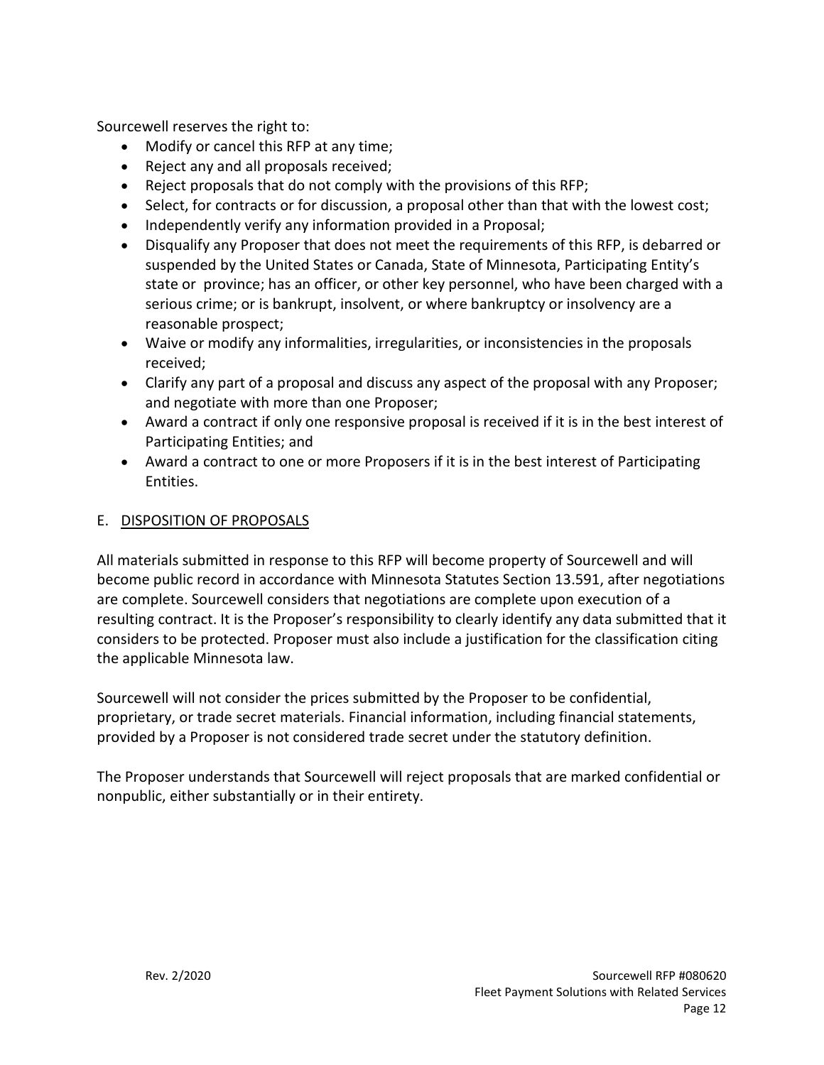Sourcewell reserves the right to:

- Modify or cancel this RFP at any time;
- Reject any and all proposals received;
- Reject proposals that do not comply with the provisions of this RFP;
- Select, for contracts or for discussion, a proposal other than that with the lowest cost;
- Independently verify any information provided in a Proposal;
- Disqualify any Proposer that does not meet the requirements of this RFP, is debarred or suspended by the United States or Canada, State of Minnesota, Participating Entity's state or province; has an officer, or other key personnel, who have been charged with a serious crime; or is bankrupt, insolvent, or where bankruptcy or insolvency are a reasonable prospect;
- Waive or modify any informalities, irregularities, or inconsistencies in the proposals received;
- Clarify any part of a proposal and discuss any aspect of the proposal with any Proposer; and negotiate with more than one Proposer;
- Award a contract if only one responsive proposal is received if it is in the best interest of Participating Entities; and
- Award a contract to one or more Proposers if it is in the best interest of Participating Entities.

## E. DISPOSITION OF PROPOSALS

All materials submitted in response to this RFP will become property of Sourcewell and will become public record in accordance with Minnesota Statutes Section 13.591, after negotiations are complete. Sourcewell considers that negotiations are complete upon execution of a resulting contract. It is the Proposer's responsibility to clearly identify any data submitted that it considers to be protected. Proposer must also include a justification for the classification citing the applicable Minnesota law.

Sourcewell will not consider the prices submitted by the Proposer to be confidential, proprietary, or trade secret materials. Financial information, including financial statements, provided by a Proposer is not considered trade secret under the statutory definition.

The Proposer understands that Sourcewell will reject proposals that are marked confidential or nonpublic, either substantially or in their entirety.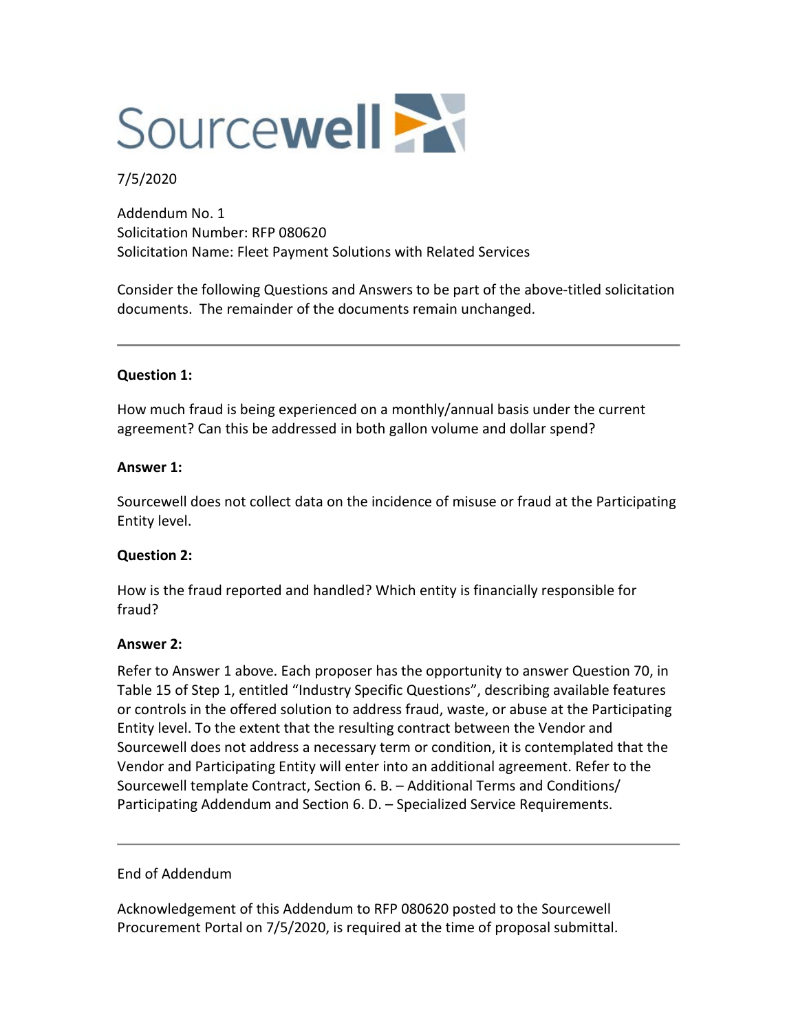Sourcewell

7/5/2020

Addendum No. 1
Solicitation Number: RFP 080620
Solicitation Name: Fleet Payment Solutions with Related Services

Consider the following Questions and Answers to be part of the above-titled solicitation documents. The remainder of the documents remain unchanged.

---

**Question 1:**

How much fraud is being experienced on a monthly/annual basis under the current agreement? Can this be addressed in both gallon volume and dollar spend?

**Answer 1:**

Sourcewell does not collect data on the incidence of misuse or fraud at the Participating Entity level.

**Question 2:**

How is the fraud reported and handled? Which entity is financially responsible for fraud?

**Answer 2:**

Refer to Answer 1 above. Each proposer has the opportunity to answer Question 70, in Table 15 of Step 1, entitled "Industry Specific Questions", describing available features or controls in the offered solution to address fraud, waste, or abuse at the Participating Entity level. To the extent that the resulting contract between the Vendor and Sourcewell does not address a necessary term or condition, it is contemplated that the Vendor and Participating Entity will enter into an additional agreement. Refer to the Sourcewell template Contract, Section 6. B. – Additional Terms and Conditions/ Participating Addendum and Section 6. D. – Specialized Service Requirements.

---

End of Addendum

Acknowledgement of this Addendum to RFP 080620 posted to the Sourcewell Procurement Portal on 7/5/2020, is required at the time of proposal submittal.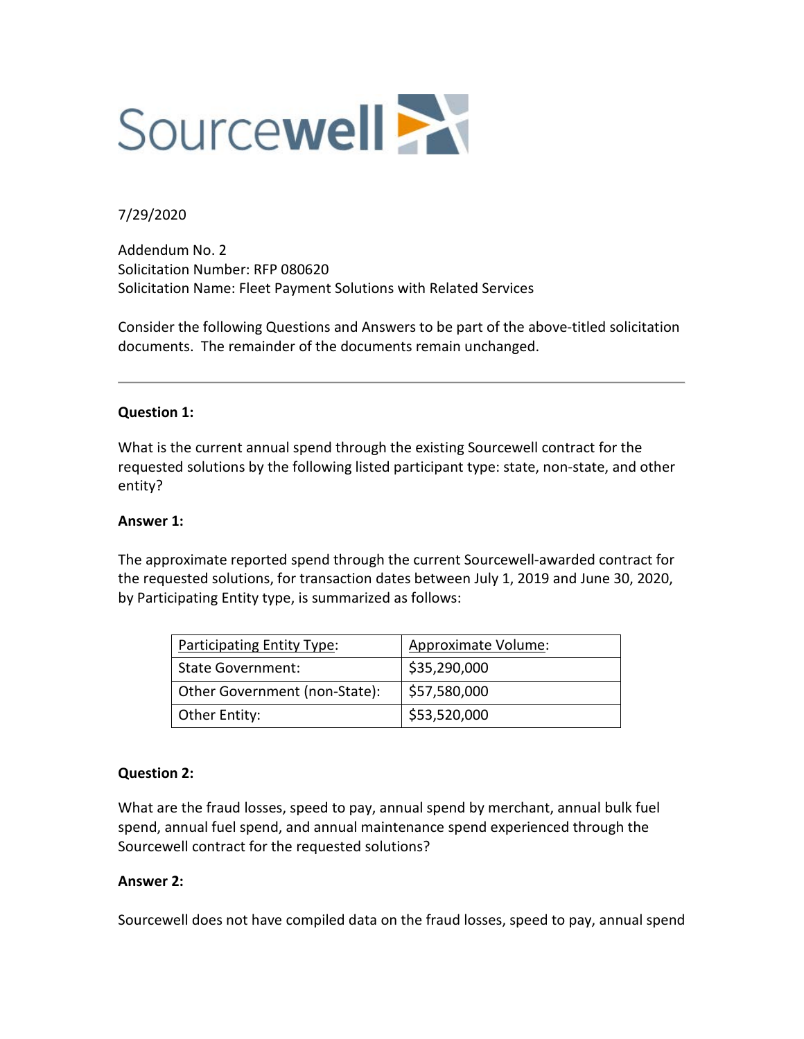Sourcewell

7/29/2020

Addendum No. 2
Solicitation Number: RFP 080620
Solicitation Name: Fleet Payment Solutions with Related Services

Consider the following Questions and Answers to be part of the above-titled solicitation documents. The remainder of the documents remain unchanged.

---

**Question 1:**

What is the current annual spend through the existing Sourcewell contract for the requested solutions by the following listed participant type: state, non-state, and other entity?

**Answer 1:**

The approximate reported spend through the current Sourcewell-awarded contract for the requested solutions, for transaction dates between July 1, 2019 and June 30, 2020, by Participating Entity type, is summarized as follows:

| Participating Entity Type: | Approximate Volume: |
| --- | --- |
| State Government: | $35,290,000 |
| Other Government (non-State): | $57,580,000 |
| Other Entity: | $53,520,000 |

**Question 2:**

What are the fraud losses, speed to pay, annual spend by merchant, annual bulk fuel spend, annual fuel spend, and annual maintenance spend experienced through the Sourcewell contract for the requested solutions?

**Answer 2:**

Sourcewell does not have compiled data on the fraud losses, speed to pay, annual spend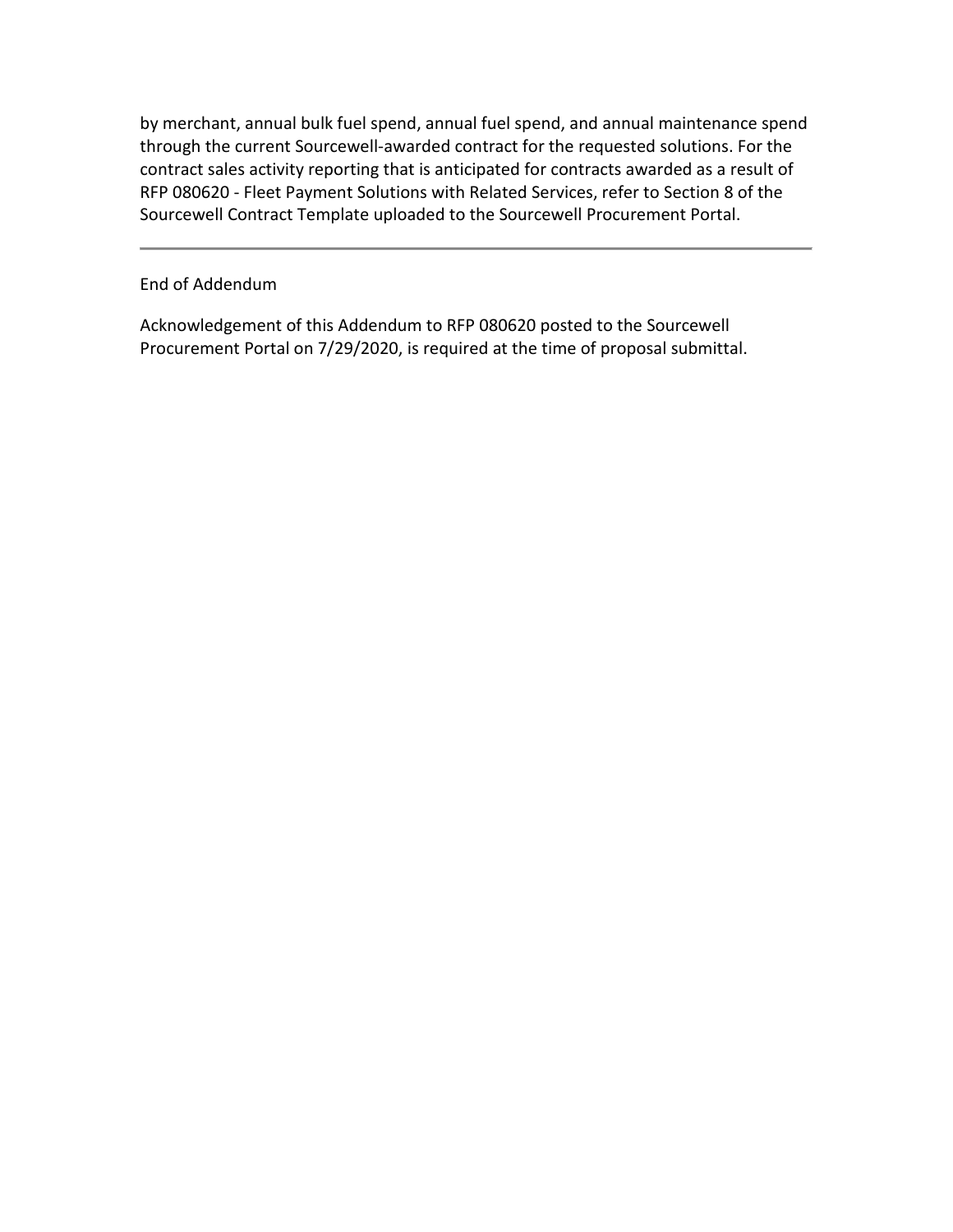by merchant, annual bulk fuel spend, annual fuel spend, and annual maintenance spend through the current Sourcewell-awarded contract for the requested solutions. For the contract sales activity reporting that is anticipated for contracts awarded as a result of RFP 080620 - Fleet Payment Solutions with Related Services, refer to Section 8 of the Sourcewell Contract Template uploaded to the Sourcewell Procurement Portal.

---

End of Addendum

Acknowledgement of this Addendum to RFP 080620 posted to the Sourcewell Procurement Portal on 7/29/2020, is required at the time of proposal submittal.